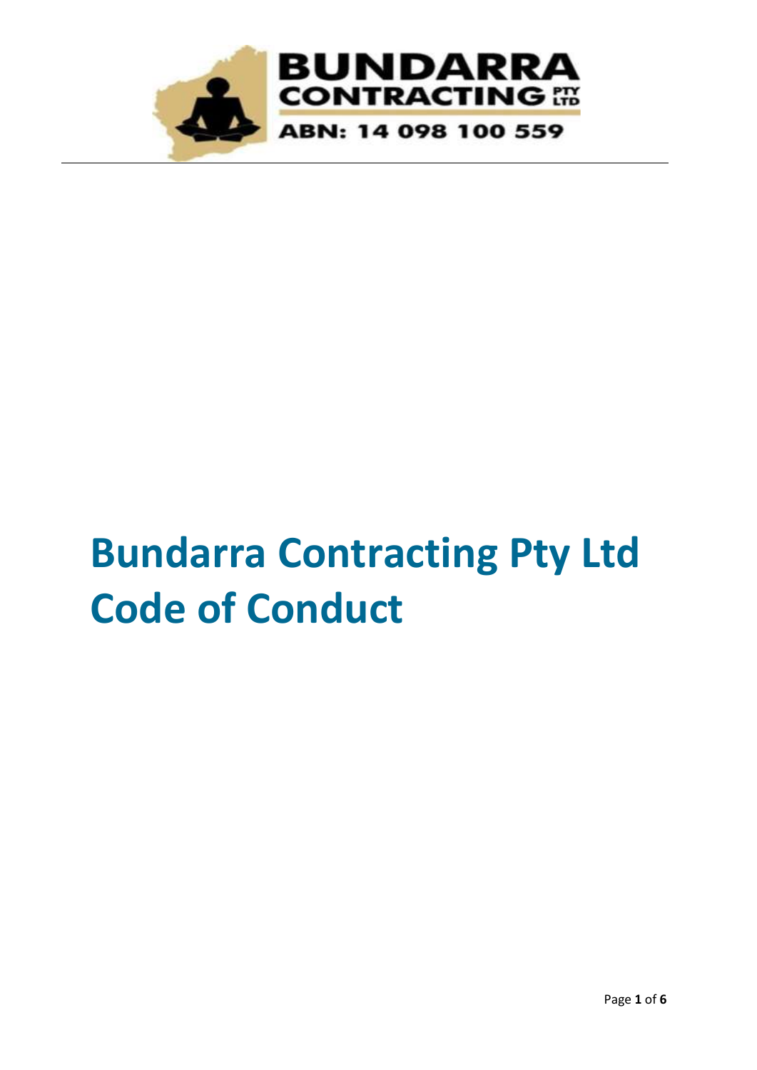BUNDARRA CONTRACTING PTY LTD

ABN: 14 098 100 559

# Bundarra Contracting Pty Ltd Code of Conduct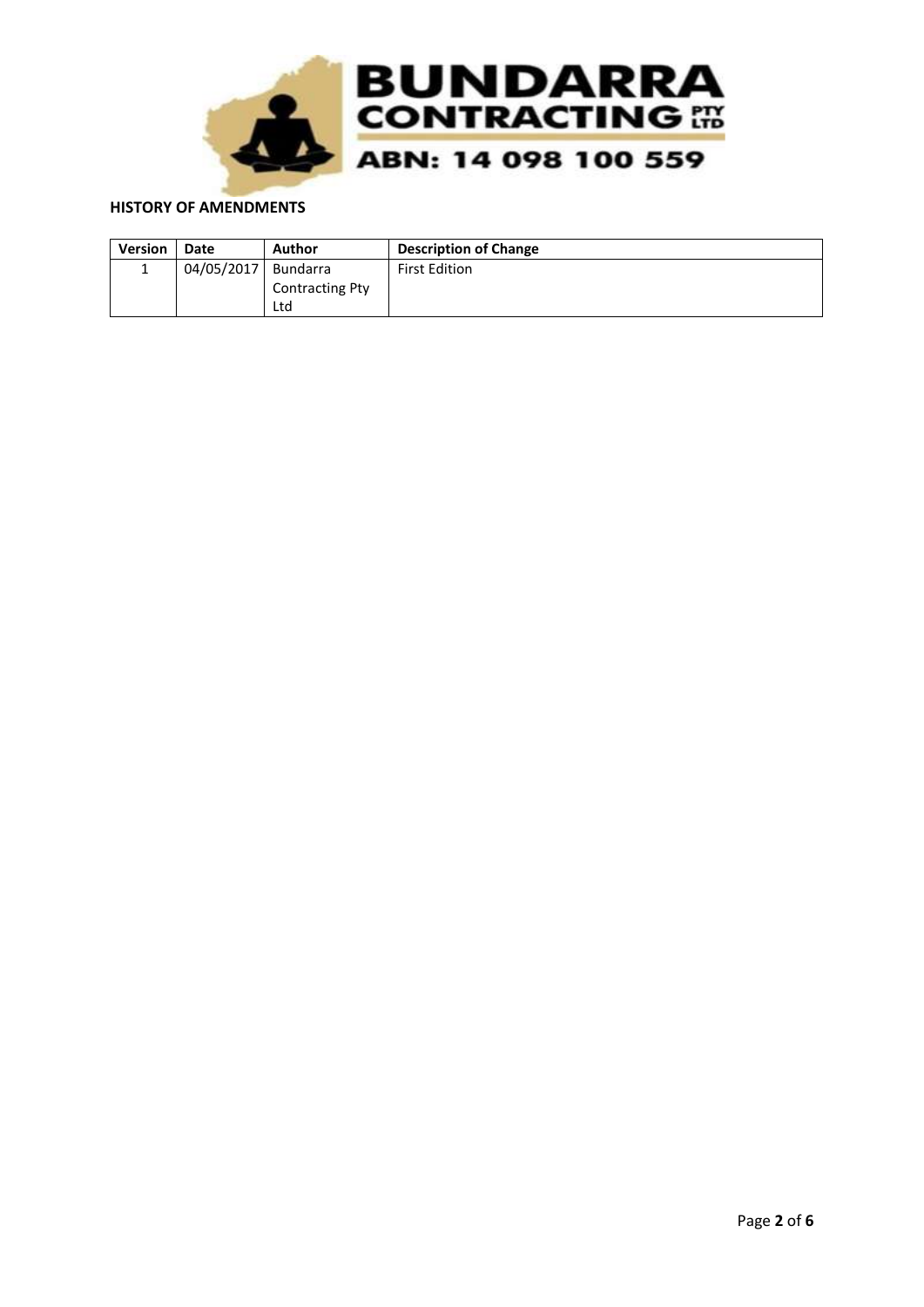**HISTORY OF AMENDMENTS**

| Version | Date | Author | Description of Change |
| --- | --- | --- | --- |
| 1 | 04/05/2017 | Bundarra Contracting Pty Ltd | First Edition |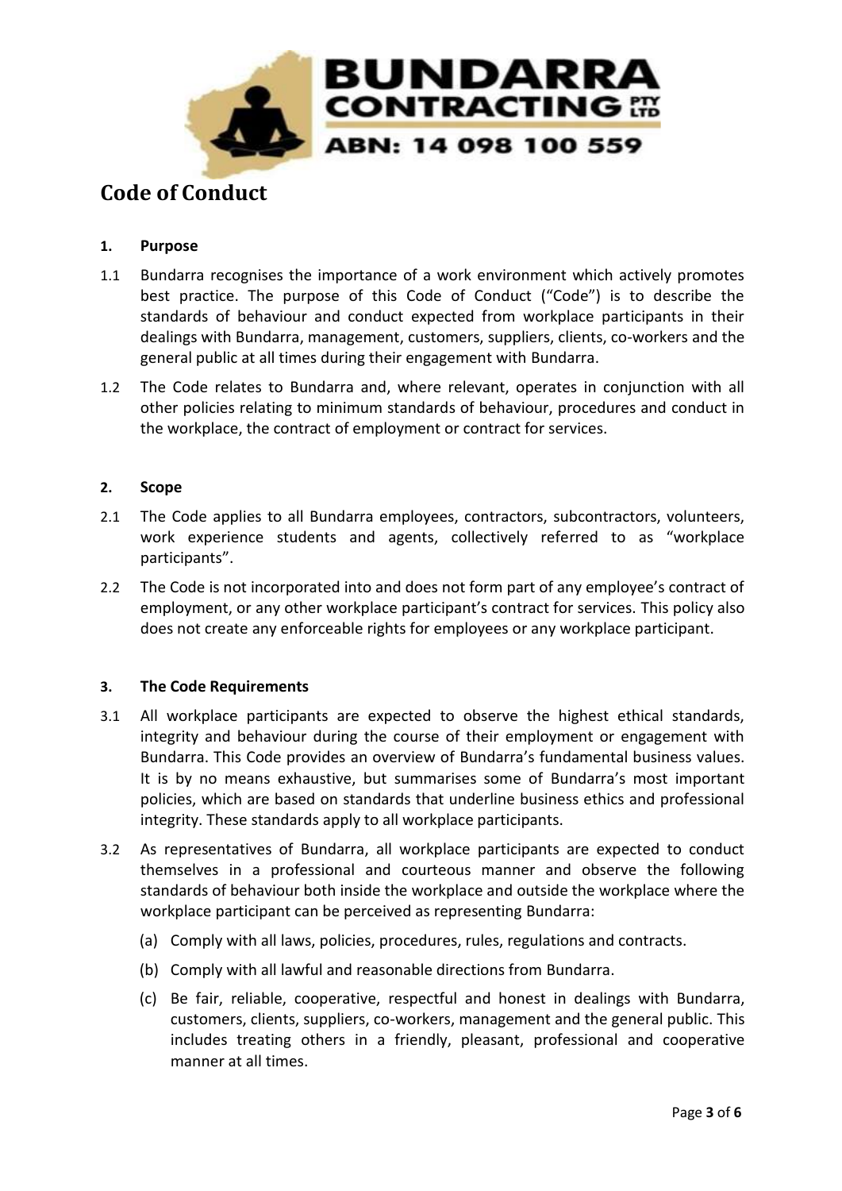BUNDARRA CONTRACTING PTY LTD

ABN: 14 098 100 559

# Code of Conduct

## 1. Purpose

1.1 Bundarra recognises the importance of a work environment which actively promotes best practice. The purpose of this Code of Conduct ("Code") is to describe the standards of behaviour and conduct expected from workplace participants in their dealings with Bundarra, management, customers, suppliers, clients, co-workers and the general public at all times during their engagement with Bundarra.

1.2 The Code relates to Bundarra and, where relevant, operates in conjunction with all other policies relating to minimum standards of behaviour, procedures and conduct in the workplace, the contract of employment or contract for services.

## 2. Scope

2.1 The Code applies to all Bundarra employees, contractors, subcontractors, volunteers, work experience students and agents, collectively referred to as "workplace participants".

2.2 The Code is not incorporated into and does not form part of any employee's contract of employment, or any other workplace participant's contract for services. This policy also does not create any enforceable rights for employees or any workplace participant.

## 3. The Code Requirements

3.1 All workplace participants are expected to observe the highest ethical standards, integrity and behaviour during the course of their employment or engagement with Bundarra. This Code provides an overview of Bundarra's fundamental business values. It is by no means exhaustive, but summarises some of Bundarra's most important policies, which are based on standards that underline business ethics and professional integrity. These standards apply to all workplace participants.

3.2 As representatives of Bundarra, all workplace participants are expected to conduct themselves in a professional and courteous manner and observe the following standards of behaviour both inside the workplace and outside the workplace where the workplace participant can be perceived as representing Bundarra:

(a) Comply with all laws, policies, procedures, rules, regulations and contracts.

(b) Comply with all lawful and reasonable directions from Bundarra.

(c) Be fair, reliable, cooperative, respectful and honest in dealings with Bundarra, customers, clients, suppliers, co-workers, management and the general public. This includes treating others in a friendly, pleasant, professional and cooperative manner at all times.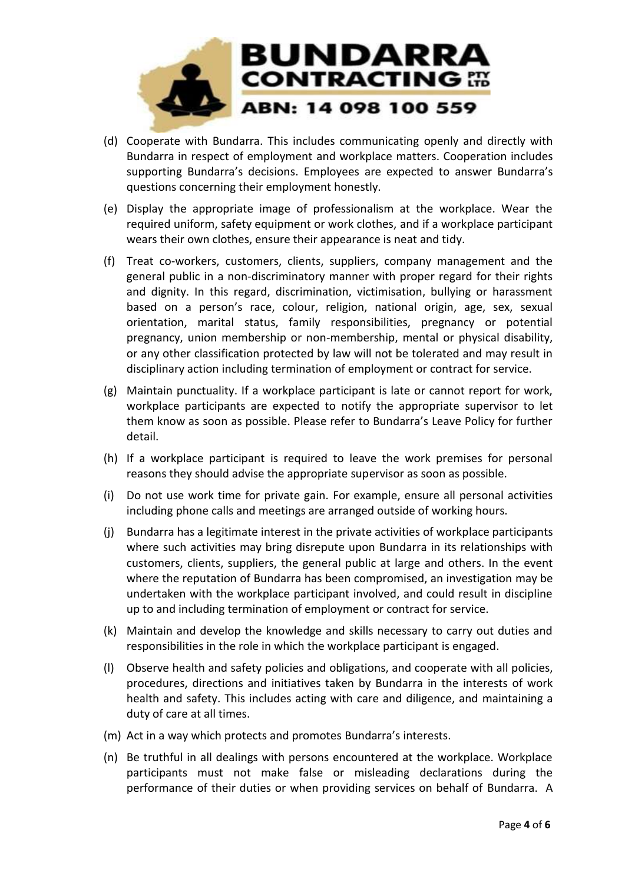(d) Cooperate with Bundarra. This includes communicating openly and directly with Bundarra in respect of employment and workplace matters. Cooperation includes supporting Bundarra's decisions. Employees are expected to answer Bundarra's questions concerning their employment honestly.

(e) Display the appropriate image of professionalism at the workplace. Wear the required uniform, safety equipment or work clothes, and if a workplace participant wears their own clothes, ensure their appearance is neat and tidy.

(f) Treat co-workers, customers, clients, suppliers, company management and the general public in a non-discriminatory manner with proper regard for their rights and dignity. In this regard, discrimination, victimisation, bullying or harassment based on a person's race, colour, religion, national origin, age, sex, sexual orientation, marital status, family responsibilities, pregnancy or potential pregnancy, union membership or non-membership, mental or physical disability, or any other classification protected by law will not be tolerated and may result in disciplinary action including termination of employment or contract for service.

(g) Maintain punctuality. If a workplace participant is late or cannot report for work, workplace participants are expected to notify the appropriate supervisor to let them know as soon as possible. Please refer to Bundarra's Leave Policy for further detail.

(h) If a workplace participant is required to leave the work premises for personal reasons they should advise the appropriate supervisor as soon as possible.

(i) Do not use work time for private gain. For example, ensure all personal activities including phone calls and meetings are arranged outside of working hours.

(j) Bundarra has a legitimate interest in the private activities of workplace participants where such activities may bring disrepute upon Bundarra in its relationships with customers, clients, suppliers, the general public at large and others. In the event where the reputation of Bundarra has been compromised, an investigation may be undertaken with the workplace participant involved, and could result in discipline up to and including termination of employment or contract for service.

(k) Maintain and develop the knowledge and skills necessary to carry out duties and responsibilities in the role in which the workplace participant is engaged.

(l) Observe health and safety policies and obligations, and cooperate with all policies, procedures, directions and initiatives taken by Bundarra in the interests of work health and safety. This includes acting with care and diligence, and maintaining a duty of care at all times.

(m) Act in a way which protects and promotes Bundarra's interests.

(n) Be truthful in all dealings with persons encountered at the workplace. Workplace participants must not make false or misleading declarations during the performance of their duties or when providing services on behalf of Bundarra. A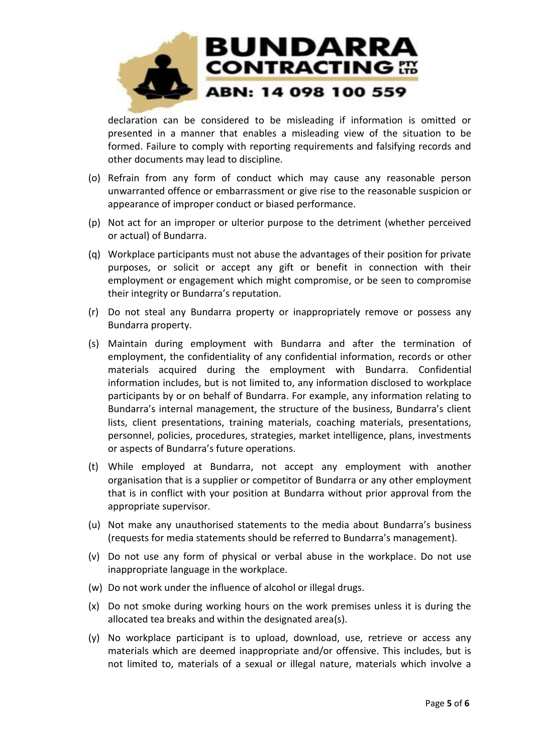declaration can be considered to be misleading if information is omitted or presented in a manner that enables a misleading view of the situation to be formed. Failure to comply with reporting requirements and falsifying records and other documents may lead to discipline.

(o) Refrain from any form of conduct which may cause any reasonable person unwarranted offence or embarrassment or give rise to the reasonable suspicion or appearance of improper conduct or biased performance.

(p) Not act for an improper or ulterior purpose to the detriment (whether perceived or actual) of Bundarra.

(q) Workplace participants must not abuse the advantages of their position for private purposes, or solicit or accept any gift or benefit in connection with their employment or engagement which might compromise, or be seen to compromise their integrity or Bundarra's reputation.

(r) Do not steal any Bundarra property or inappropriately remove or possess any Bundarra property.

(s) Maintain during employment with Bundarra and after the termination of employment, the confidentiality of any confidential information, records or other materials acquired during the employment with Bundarra. Confidential information includes, but is not limited to, any information disclosed to workplace participants by or on behalf of Bundarra. For example, any information relating to Bundarra's internal management, the structure of the business, Bundarra's client lists, client presentations, training materials, coaching materials, presentations, personnel, policies, procedures, strategies, market intelligence, plans, investments or aspects of Bundarra's future operations.

(t) While employed at Bundarra, not accept any employment with another organisation that is a supplier or competitor of Bundarra or any other employment that is in conflict with your position at Bundarra without prior approval from the appropriate supervisor.

(u) Not make any unauthorised statements to the media about Bundarra's business (requests for media statements should be referred to Bundarra's management).

(v) Do not use any form of physical or verbal abuse in the workplace. Do not use inappropriate language in the workplace.

(w) Do not work under the influence of alcohol or illegal drugs.

(x) Do not smoke during working hours on the work premises unless it is during the allocated tea breaks and within the designated area(s).

(y) No workplace participant is to upload, download, use, retrieve or access any materials which are deemed inappropriate and/or offensive. This includes, but is not limited to, materials of a sexual or illegal nature, materials which involve a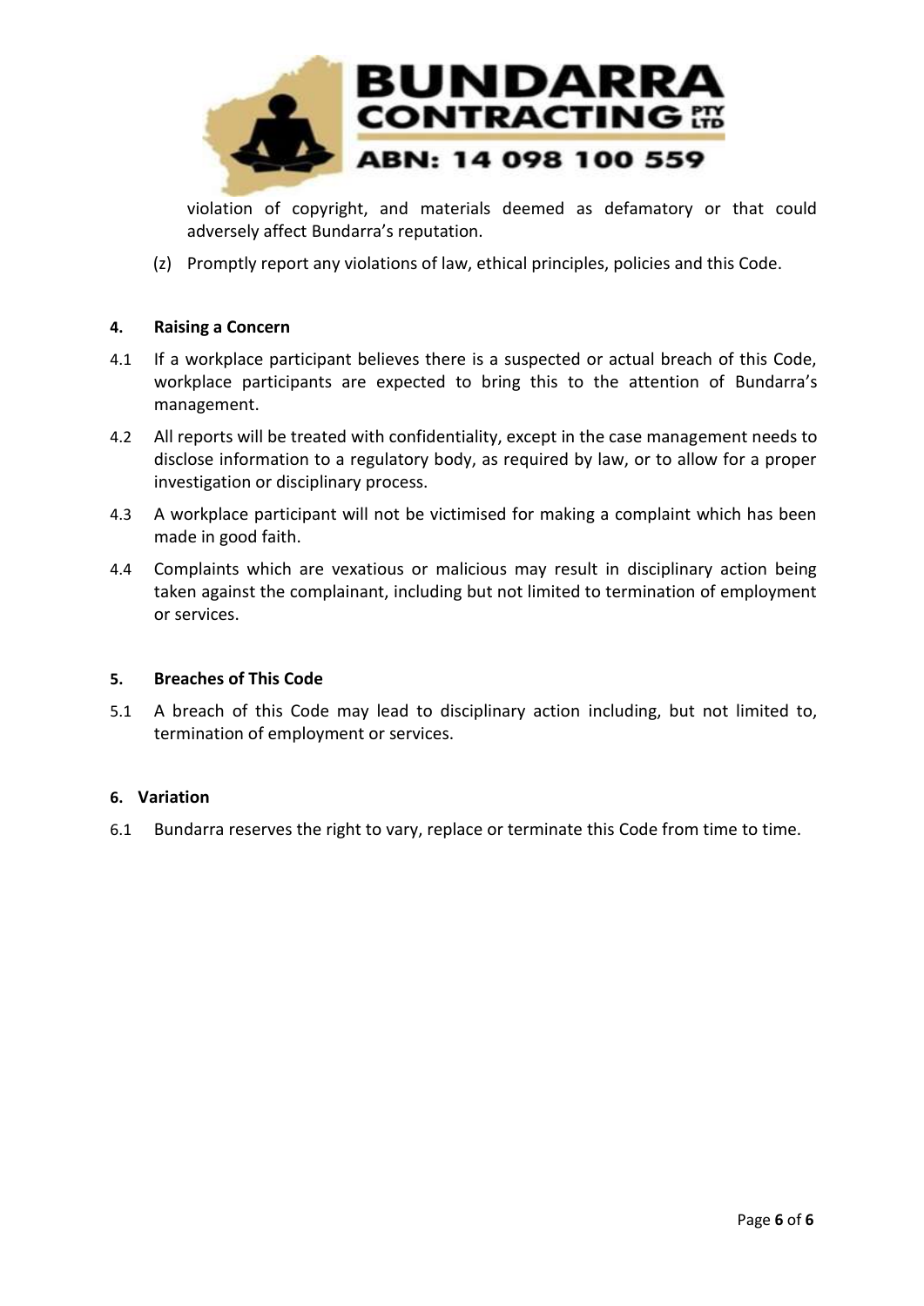violation of copyright, and materials deemed as defamatory or that could adversely affect Bundarra's reputation.

(z) Promptly report any violations of law, ethical principles, policies and this Code.

**4. Raising a Concern**

4.1 If a workplace participant believes there is a suspected or actual breach of this Code, workplace participants are expected to bring this to the attention of Bundarra's management.

4.2 All reports will be treated with confidentiality, except in the case management needs to disclose information to a regulatory body, as required by law, or to allow for a proper investigation or disciplinary process.

4.3 A workplace participant will not be victimised for making a complaint which has been made in good faith.

4.4 Complaints which are vexatious or malicious may result in disciplinary action being taken against the complainant, including but not limited to termination of employment or services.

**5. Breaches of This Code**

5.1 A breach of this Code may lead to disciplinary action including, but not limited to, termination of employment or services.

**6. Variation**

6.1 Bundarra reserves the right to vary, replace or terminate this Code from time to time.